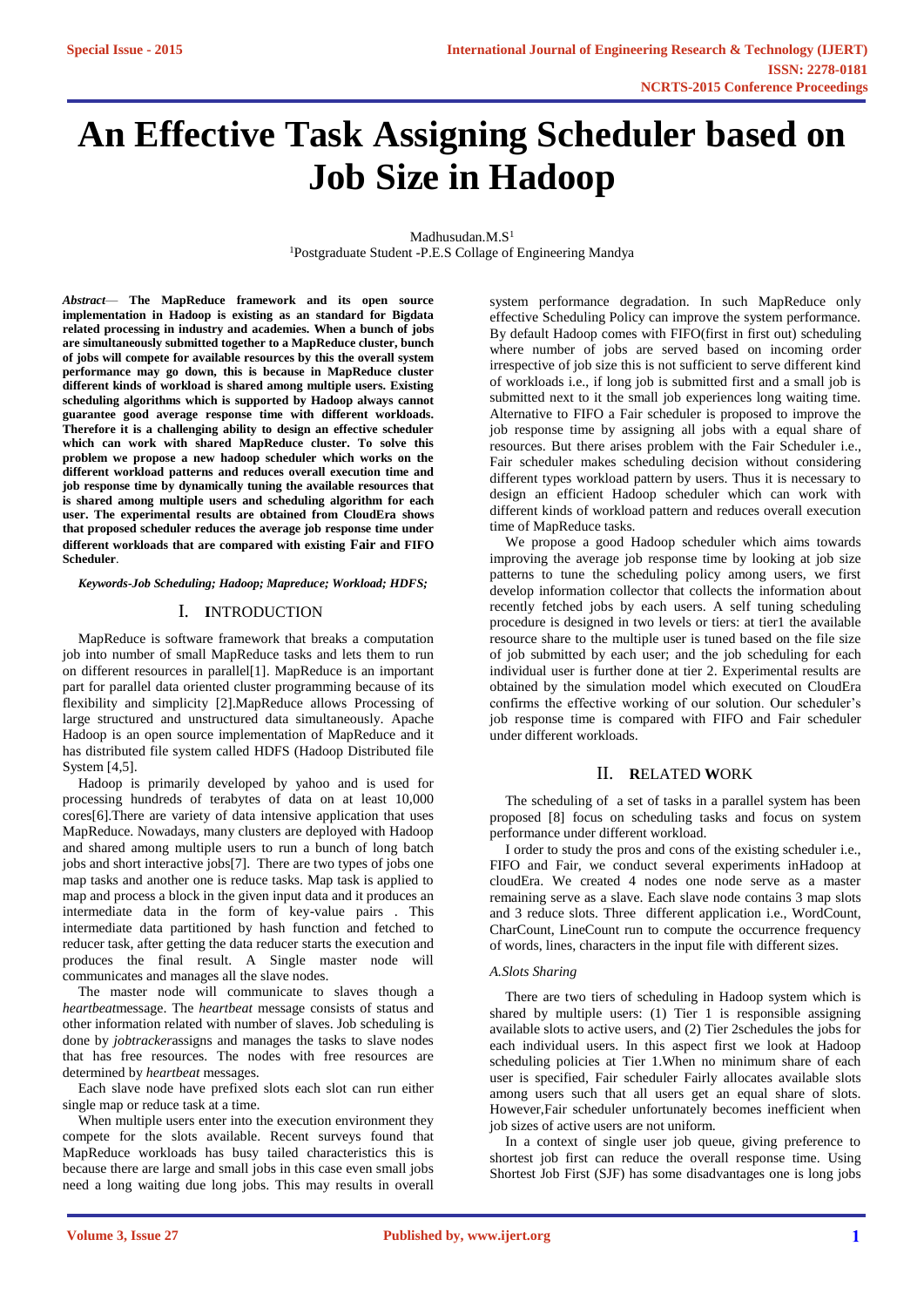# An Effective Task Assigning Scheduler based on Job Size in Hadoop

Madhusudan.M.S[1]

[1]Postgraduate Student -P.E.S Collage of Engineering Mandya

***Abstract*— The MapReduce framework and its open source implementation in Hadoop is existing as an standard for Bigdata related processing in industry and academies. When a bunch of jobs are simultaneously submitted together to a MapReduce cluster, bunch of jobs will compete for available resources by this the overall system performance may go down, this is because in MapReduce cluster different kinds of workload is shared among multiple users. Existing scheduling algorithms which is supported by Hadoop always cannot guarantee good average response time with different workloads. Therefore it is a challenging ability to design an effective scheduler which can work with shared MapReduce cluster. To solve this problem we propose a new hadoop scheduler which works on the different workload patterns and reduces overall execution time and job response time by dynamically tuning the available resources that is shared among multiple users and scheduling algorithm for each user. The experimental results are obtained from CloudEra shows that proposed scheduler reduces the average job response time under different workloads that are compared with existing Fair and FIFO Scheduler**.

***Keywords-Job Scheduling; Hadoop; Mapreduce; Workload; HDFS;***

## I. INTRODUCTION

MapReduce is software framework that breaks a computation job into number of small MapReduce tasks and lets them to run on different resources in parallel[1]. MapReduce is an important part for parallel data oriented cluster programming because of its flexibility and simplicity [2].MapReduce allows Processing of large structured and unstructured data simultaneously. Apache Hadoop is an open source implementation of MapReduce and it has distributed file system called HDFS (Hadoop Distributed file System [4,5].

Hadoop is primarily developed by yahoo and is used for processing hundreds of terabytes of data on at least 10,000 cores[6].There are variety of data intensive application that uses MapReduce. Nowadays, many clusters are deployed with Hadoop and shared among multiple users to run a bunch of long batch jobs and short interactive jobs[7]. There are two types of jobs one map tasks and another one is reduce tasks. Map task is applied to map and process a block in the given input data and it produces an intermediate data in the form of key-value pairs . This intermediate data partitioned by hash function and fetched to reducer task, after getting the data reducer starts the execution and produces the final result. A Single master node will communicates and manages all the slave nodes.

The master node will communicate to slaves though a *heartbeat*message. The *heartbeat* message consists of status and other information related with number of slaves. Job scheduling is done by *jobtracker*assigns and manages the tasks to slave nodes that has free resources. The nodes with free resources are determined by *heartbeat* messages.

Each slave node have prefixed slots each slot can run either single map or reduce task at a time.

When multiple users enter into the execution environment they compete for the slots available. Recent surveys found that MapReduce workloads has busy tailed characteristics this is because there are large and small jobs in this case even small jobs need a long waiting due long jobs. This may results in overall system performance degradation. In such MapReduce only effective Scheduling Policy can improve the system performance. By default Hadoop comes with FIFO(first in first out) scheduling where number of jobs are served based on incoming order irrespective of job size this is not sufficient to serve different kind of workloads i.e., if long job is submitted first and a small job is submitted next to it the small job experiences long waiting time. Alternative to FIFO a Fair scheduler is proposed to improve the job response time by assigning all jobs with a equal share of resources. But there arises problem with the Fair Scheduler i.e., Fair scheduler makes scheduling decision without considering different types workload pattern by users. Thus it is necessary to design an efficient Hadoop scheduler which can work with different kinds of workload pattern and reduces overall execution time of MapReduce tasks.

We propose a good Hadoop scheduler which aims towards improving the average job response time by looking at job size patterns to tune the scheduling policy among users, we first develop information collector that collects the information about recently fetched jobs by each users. A self tuning scheduling procedure is designed in two levels or tiers: at tier1 the available resource share to the multiple user is tuned based on the file size of job submitted by each user; and the job scheduling for each individual user is further done at tier 2. Experimental results are obtained by the simulation model which executed on CloudEra confirms the effective working of our solution. Our scheduler's job response time is compared with FIFO and Fair scheduler under different workloads.

## II. RELATED WORK

The scheduling of a set of tasks in a parallel system has been proposed [8] focus on scheduling tasks and focus on system performance under different workload.

I order to study the pros and cons of the existing scheduler i.e., FIFO and Fair, we conduct several experiments inHadoop at cloudEra. We created 4 nodes one node serve as a master remaining serve as a slave. Each slave node contains 3 map slots and 3 reduce slots. Three different application i.e., WordCount, CharCount, LineCount run to compute the occurrence frequency of words, lines, characters in the input file with different sizes.

### *A.Slots Sharing*

There are two tiers of scheduling in Hadoop system which is shared by multiple users: (1) Tier 1 is responsible assigning available slots to active users, and (2) Tier 2schedules the jobs for each individual users. In this aspect first we look at Hadoop scheduling policies at Tier 1.When no minimum share of each user is specified, Fair scheduler Fairly allocates available slots among users such that all users get an equal share of slots. However,Fair scheduler unfortunately becomes inefficient when job sizes of active users are not uniform.

In a context of single user job queue, giving preference to shortest job first can reduce the overall response time. Using Shortest Job First (SJF) has some disadvantages one is long jobs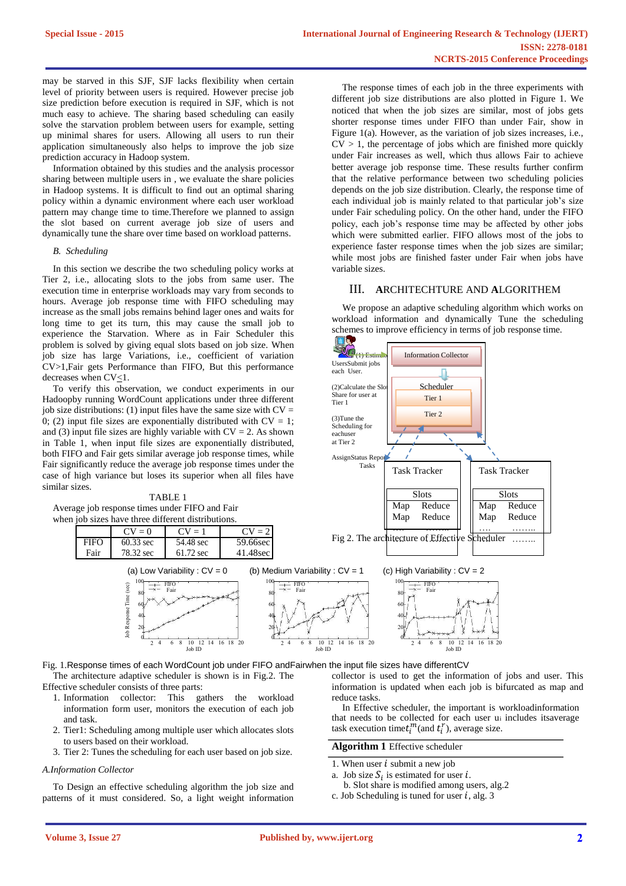may be starved in this SJF, SJF lacks flexibility when certain level of priority between users is required. However precise job size prediction before execution is required in SJF, which is not much easy to achieve. The sharing based scheduling can easily solve the starvation problem between users for example, setting up minimal shares for users. Allowing all users to run their application simultaneously also helps to improve the job size prediction accuracy in Hadoop system.

Information obtained by this studies and the analysis processor sharing between multiple users in , we evaluate the share policies in Hadoop systems. It is difficult to find out an optimal sharing policy within a dynamic environment where each user workload pattern may change time to time.Therefore we planned to assign the slot based on current average job size of users and dynamically tune the share over time based on workload patterns.

### *B. Scheduling*

In this section we describe the two scheduling policy works at Tier 2, i.e., allocating slots to the jobs from same user. The execution time in enterprise workloads may vary from seconds to hours. Average job response time with FIFO scheduling may increase as the small jobs remains behind lager ones and waits for long time to get its turn, this may cause the small job to experience the Starvation. Where as in Fair Scheduler this problem is solved by giving equal slots based on job size. When job size has large Variations, i.e., coefficient of variation CV>1,Fair gets Performance than FIFO, But this performance decreases when CV≤1.

To verify this observation, we conduct experiments in our Hadoopby running WordCount applications under three different job size distributions: (1) input files have the same size with CV = 0; (2) input file sizes are exponentially distributed with CV = 1; and (3) input file sizes are highly variable with CV = 2. As shown in Table 1, when input file sizes are exponentially distributed, both FIFO and Fair gets similar average job response times, while Fair significantly reduce the average job response times under the case of high variance but loses its superior when all files have similar sizes.

TABLE 1
Average job response times under FIFO and Fair when job sizes have three different distributions.

| | CV = 0 | CV = 1 | CV = 2 |
|---|---|---|---|
| FIFO | 60.33 sec | 54.48 sec | 59.66sec |
| Fair | 78.32 sec | 61.72 sec | 41.48sec |

The response times of each job in the three experiments with different job size distributions are also plotted in Figure 1. We noticed that when the job sizes are similar, most of jobs gets shorter response times under FIFO than under Fair, show in Figure 1(a). However, as the variation of job sizes increases, i.e., CV > 1, the percentage of jobs which are finished more quickly under Fair increases as well, which thus allows Fair to achieve better average job response time. These results further confirm that the relative performance between two scheduling policies depends on the job size distribution. Clearly, the response time of each individual job is mainly related to that particular job's size under Fair scheduling policy. On the other hand, under the FIFO policy, each job's response time may be affected by other jobs which were submitted earlier. FIFO allows most of the jobs to experience faster response times when the job sizes are similar; while most jobs are finished faster under Fair when jobs have variable sizes.

## III. ARCHITECHTURE AND ALGORITHEM

We propose an adaptive scheduling algorithm which works on workload information and dynamically Tune the scheduling schemes to improve efficiency in terms of job response time.

Fig 2. The architecture of Effective Scheduler

Fig. 1.Response times of each WordCount job under FIFO andFairwhen the input file sizes have differentCV

The architecture adaptive scheduler is shown is in Fig.2. The Effective scheduler consists of three parts:

1. Information collector: This gathers the workload information form user, monitors the execution of each job and task.
2. Tier1: Scheduling among multiple user which allocates slots to users based on their workload.
3. Tier 2: Tunes the scheduling for each user based on job size.

### *A.Information Collector*

To Design an effective scheduling algorithm the job size and patterns of it must considered. So, a light weight information collector is used to get the information of jobs and user. This information is updated when each job is bifurcated as map and reduce tasks.

In Effective scheduler, the important is workloadinformation that needs to be collected for each user $u_i$ includes itsaverage task execution time$t_i^m$(and $t_i^r$), average size.

**Algorithm 1** Effective scheduler

1. When user $i$ submit a new job
   a. Job size $S_i$ is estimated for user $i$.
   b. Slot share is modified among users, alg.2
   c. Job Scheduling is tuned for user $i$, alg. 3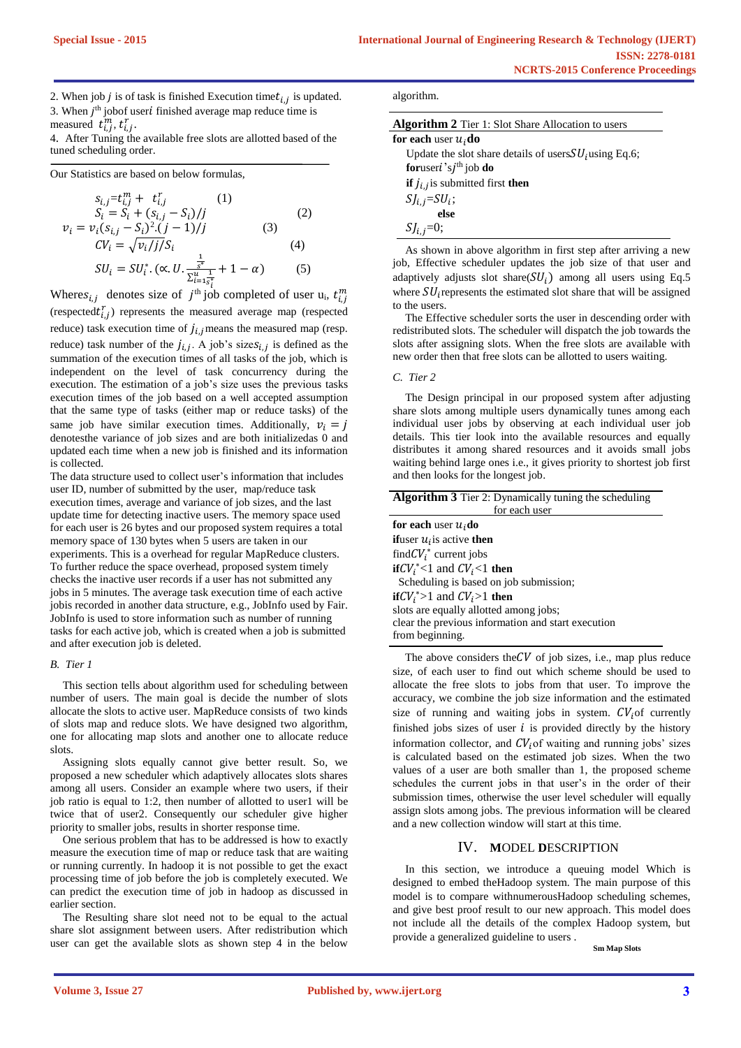2. When job $j$ is of task is finished Execution time$t_{i,j}$ is updated.
3. When $j^{th}$ jobof user$i$ finished average map reduce time is measured $t_{i,j}^{m}, t_{i,j}^{r}$.
4. After Tuning the available free slots are allotted based of the tuned scheduling order.

Our Statistics are based on below formulas,

$$s_{i,j}=t_{i,j}^{m} + t_{i,j}^{r} \quad (1)$$

$$S_i = S_i + (s_{i,j} - S_i)/j \quad (2)$$

$$v_i = v_i(s_{i,j} - S_i)^2.(j-1)/j \quad (3)$$

$$CV_i = \sqrt{v_i/j}/S_i \quad (4)$$

$$SU_i = SU_i^*.(\propto.U.\frac{\frac{1}{s^*}}{\sum_{i=1}^{u}\frac{1}{s_i^*}} + 1 - \alpha) \quad (5)$$

Wheres$_{i,j}$ denotes size of $j^{th}$ job completed of user $u_i$, $t_{i,j}^{m}$ (respected$t_{i,j}^{r}$) represents the measured average map (respected reduce) task execution time of $j_{i,j}$ means the measured map (resp. reduce) task number of the $j_{i,j}$. A job's size$s_{i,j}$ is defined as the summation of the execution times of all tasks of the job, which is independent on the level of task concurrency during the execution. The estimation of a job's size uses the previous tasks execution times of the job based on a well accepted assumption that the same type of tasks (either map or reduce tasks) of the same job have similar execution times. Additionally, $v_i = j$ denotesthe variance of job sizes and are both initializedas 0 and updated each time when a new job is finished and its information is collected.

The data structure used to collect user's information that includes user ID, number of submitted by the user, map/reduce task execution times, average and variance of job sizes, and the last update time for detecting inactive users. The memory space used for each user is 26 bytes and our proposed system requires a total memory space of 130 bytes when 5 users are taken in our experiments. This is a overhead for regular MapReduce clusters. To further reduce the space overhead, proposed system timely checks the inactive user records if a user has not submitted any jobs in 5 minutes. The average task execution time of each active jobis recorded in another data structure, e.g., JobInfo used by Fair. JobInfo is used to store information such as number of running tasks for each active job, which is created when a job is submitted and after execution job is deleted.

### B. Tier 1

This section tells about algorithm used for scheduling between number of users. The main goal is decide the number of slots allocate the slots to active user. MapReduce consists of two kinds of slots map and reduce slots. We have designed two algorithm, one for allocating map slots and another one to allocate reduce slots.

Assigning slots equally cannot give better result. So, we proposed a new scheduler which adaptively allocates slots shares among all users. Consider an example where two users, if their job ratio is equal to 1:2, then number of allotted to user1 will be twice that of user2. Consequently our scheduler give higher priority to smaller jobs, results in shorter response time.

One serious problem that has to be addressed is how to exactly measure the execution time of map or reduce task that are waiting or running currently. In hadoop it is not possible to get the exact processing time of job before the job is completely executed. We can predict the execution time of job in hadoop as discussed in earlier section.

The Resulting share slot need not to be equal to the actual share slot assignment between users. After redistribution which user can get the available slots as shown step 4 in the below algorithm.

**Algorithm 2** Tier 1: Slot Share Allocation to users

> **for each** user $u_i$ **do**
> Update the slot share details of users$SU_i$using Eq.6;
> **for**user$i$'s$j^{th}$ job **do**
> **if** $j_{i,j}$ is submitted first **then**
> $SJ_{i,j}$=$SU_i$;
> **else**
> $SJ_{i,j}$=0;

As shown in above algorithm in first step after arriving a new job, Effective scheduler updates the job size of that user and adaptively adjusts slot share($SU_i$) among all users using Eq.5 where $SU_i$represents the estimated slot share that will be assigned to the users.

The Effective scheduler sorts the user in descending order with redistributed slots. The scheduler will dispatch the job towards the slots after assigning slots. When the free slots are available with new order then that free slots can be allotted to users waiting.

### C. Tier 2

The Design principal in our proposed system after adjusting share slots among multiple users dynamically tunes among each individual user jobs by observing at each individual user job details. This tier look into the available resources and equally distributes it among shared resources and it avoids small jobs waiting behind large ones i.e., it gives priority to shortest job first and then looks for the longest job.

**Algorithm 3** Tier 2: Dynamically tuning the scheduling for each user

> **for each** user $u_i$**do**
> **if**user $u_i$is active **then**
> find$CV_i^*$ current jobs
> **if**$CV_i^*$<1 and $CV_i$<1 **then**
> Scheduling is based on job submission;
> **if**$CV_i^*$>1 and $CV_i$>1 **then**
> slots are equally allotted among jobs;
> clear the previous information and start execution from beginning.

The above considers the$CV$ of job sizes, i.e., map plus reduce size, of each user to find out which scheme should be used to allocate the free slots to jobs from that user. To improve the accuracy, we combine the job size information and the estimated size of running and waiting jobs in system. $CV_i$of currently finished jobs sizes of user $i$ is provided directly by the history information collector, and $CV_i$of waiting and running jobs' sizes is calculated based on the estimated job sizes. When the two values of a user are both smaller than 1, the proposed scheme schedules the current jobs in that user's in the order of their submission times, otherwise the user level scheduler will equally assign slots among jobs. The previous information will be cleared and a new collection window will start at this time.

## IV. MODEL DESCRIPTION

In this section, we introduce a queuing model Which is designed to embed theHadoop system. The main purpose of this model is to compare withnumerousHadoop scheduling schemes, and give best proof result to our new approach. This model does not include all the details of the complex Hadoop system, but provide a generalized guideline to users .

**Sm Map Slots**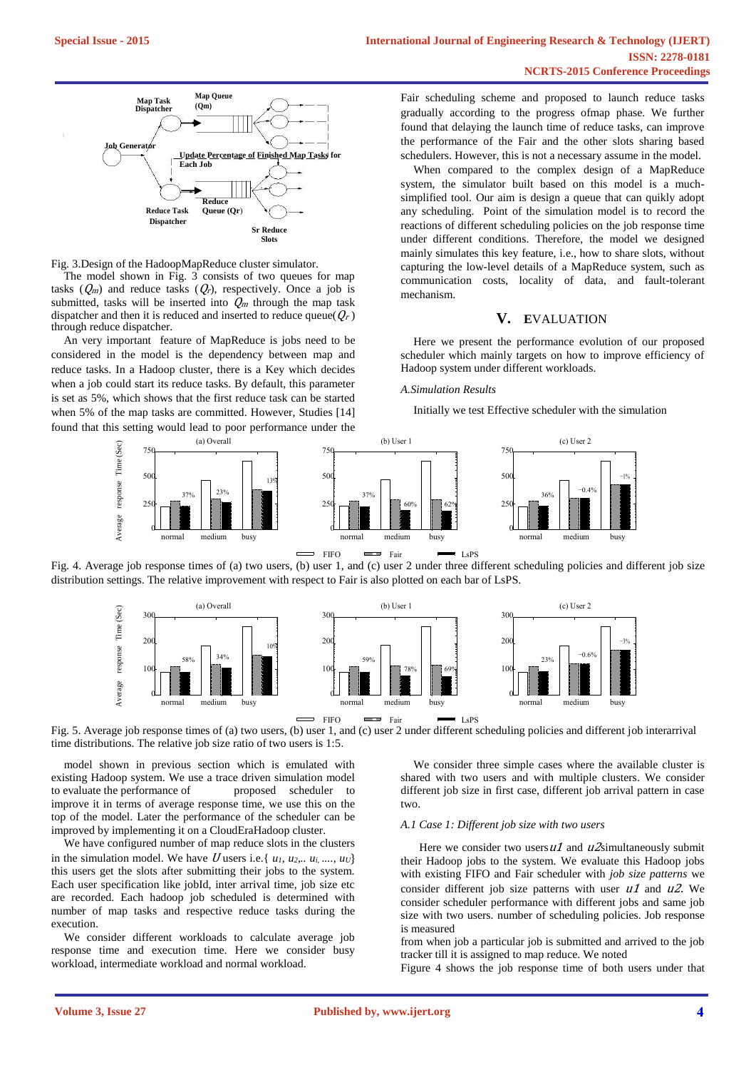Fig. 3.Design of the HadoopMapReduce cluster simulator.

The model shown in Fig. 3 consists of two queues for map tasks ($Q_m$) and reduce tasks ($Q_r$), respectively. Once a job is submitted, tasks will be inserted into $Q_m$ through the map task dispatcher and then it is reduced and inserted to reduce queue($Q_r$) through reduce dispatcher.

An very important feature of MapReduce is jobs need to be considered in the model is the dependency between map and reduce tasks. In a Hadoop cluster, there is a Key which decides when a job could start its reduce tasks. By default, this parameter is set as 5%, which shows that the first reduce task can be started when 5% of the map tasks are committed. However, Studies [14] found that this setting would lead to poor performance under the Fair scheduling scheme and proposed to launch reduce tasks gradually according to the progress ofmap phase. We further found that delaying the launch time of reduce tasks, can improve the performance of the Fair and the other slots sharing based schedulers. However, this is not a necessary assume in the model.

When compared to the complex design of a MapReduce system, the simulator built based on this model is a much-simplified tool. Our aim is design a queue that can quikly adopt any scheduling. Point of the simulation model is to record the reactions of different scheduling policies on the job response time under different conditions. Therefore, the model we designed mainly simulates this key feature, i.e., how to share slots, without capturing the low-level details of a MapReduce system, such as communication costs, locality of data, and fault-tolerant mechanism.

## V. EVALUATION

Here we present the performance evolution of our proposed scheduler which mainly targets on how to improve efficiency of Hadoop system under different workloads.

### A.Simulation Results

Initially we test Effective scheduler with the simulation

Fig. 4. Average job response times of (a) two users, (b) user 1, and (c) user 2 under three different scheduling policies and different job size distribution settings. The relative improvement with respect to Fair is also plotted on each bar of LsPS.

Fig. 5. Average job response times of (a) two users, (b) user 1, and (c) user 2 under different scheduling policies and different job interarrival time distributions. The relative job size ratio of two users is 1:5.

model shown in previous section which is emulated with existing Hadoop system. We use a trace driven simulation model to evaluate the performance of proposed scheduler to improve it in terms of average response time, we use this on the top of the model. Later the performance of the scheduler can be improved by implementing it on a CloudEraHadoop cluster.

We have configured number of map reduce slots in the clusters in the simulation model. We have $U$ users i.e.{ $u_1, u_2, .. u_i, ...., u_U$} this users get the slots after submitting their jobs to the system. Each user specification like jobId, inter arrival time, job size etc are recorded. Each hadoop job scheduled is determined with number of map tasks and respective reduce tasks during the execution.

We consider different workloads to calculate average job response time and execution time. Here we consider busy workload, intermediate workload and normal workload.

We consider three simple cases where the available cluster is shared with two users and with multiple clusters. We consider different job size in first case, different job arrival pattern in case two.

### A.1 Case 1: Different job size with two users

Here we consider two users $u1$ and $u2$simultaneously submit their Hadoop jobs to the system. We evaluate this Hadoop jobs with existing FIFO and Fair scheduler with *job size patterns* we consider different job size patterns with user $u1$ and $u2$. We consider scheduler performance with different jobs and same job size with two users. number of scheduling policies. Job response is measured

from when job a particular job is submitted and arrived to the job tracker till it is assigned to map reduce. We noted

Figure 4 shows the job response time of both users under that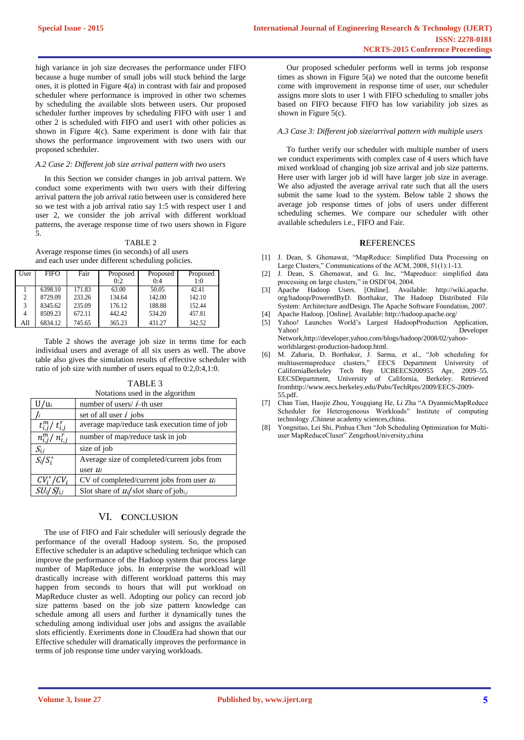high variance in job size decreases the performance under FIFO because a huge number of small jobs will stuck behind the large ones, it is plotted in Figure 4(a) in contrast with fair and proposed scheduler where performance is improved in other two schemes by scheduling the available slots between users. Our proposed scheduler further improves by scheduling FIFO with user 1 and other 2 is scheduled with FIFO and user1 with other policies as shown in Figure 4(c). Same experiment is done with fair that shows the performance improvement with two users with our proposed scheduler.

*A.2 Case 2: Different job size arrival pattern with two users*

In this Section we consider changes in job arrival pattern. We conduct some experiments with two users with their differing arrival pattern the job arrival ratio between user is considered here so we test with a job arrival ratio say 1:5 with respect user 1 and user 2, we consider the job arrival with different workload patterns, the average response time of two users shown in Figure 5.

TABLE 2

Average response times (in seconds) of all users and each user under different scheduling policies.

| User | FIFO | Fair | Proposed 0:2 | Proposed 0:4 | Proposed 1:0 |
|---|---|---|---|---|---|
| 1 | 6398.10 | 171.83 | 63.00 | 50.05 | 42.41 |
| 2 | 8729.09 | 233.26 | 134.64 | 142.00 | 142.10 |
| 3 | 8345.62 | 235.09 | 176.12 | 188.88 | 152.44 |
| 4 | 8509.23 | 672.11 | 442.42 | 534.20 | 457.81 |
| All | 6834.12 | 745.65 | 365.23 | 431.27 | 342.52 |

Table 2 shows the average job size in terms time for each individual users and average of all six users as well. The above table also gives the simulation results of effective scheduler with ratio of job size with number of users equal to 0:2,0:4,1:0.

TABLE 3

Notations used in the algorithm

| | |
|---|---|
| U/u$_i$ | number of users/ $i$–th user |
| $J_i$ | set of all user $i$ jobs |
| $t^m_{i,j}$/ $t^r_{i,j}$ | average map/reduce task execution time of job |
| $n^m_{i,j}$/ $n^r_{i,j}$ | number of map/reduce task in job |
| $S_{i,j}$ | size of job |
| $S_i$/$S^*_i$ | Average size of completed/current jobs from user $u_i$ |
| $CV^*_i$/$CV_i$ | CV of completed/current jobs from user $u_i$ |
| $SU_i$/$SJ_{i,j}$ | Slot share of $u_i$/slot share of job$_{i,j}$ |

## VI. CONCLUSION

The use of FIFO and Fair scheduler will seriously degrade the performance of the overall Hadoop system. So, the proposed Effective scheduler is an adaptive scheduling technique which can improve the performance of the Hadoop system that process large number of MapReduce jobs. In enterprise the workload will drastically increase with different workload patterns this may happen from seconds to hours that will put workload on MapReduce cluster as well. Adopting our policy can record job size patterns based on the job size pattern knowledge can schedule among all users and further it dynamically tunes the scheduling among individual user jobs and assigns the available slots efficiently. Exeriments done in CloudEra had shown that our Effective scheduler will dramatically improves the performance in terms of job response time under varying workloads.

Our proposed scheduler performs well in terms job response times as shown in Figure 5(a) we noted that the outcome benefit come with improvement in response time of user, our scheduler assigns more slots to user 1 with FIFO scheduling to smaller jobs based on FIFO because FIFO has low variability job sizes as shown in Figure 5(c).

*A.3 Case 3: Different job size/arrival pattern with multiple users*

To further verify our scheduler with multiple number of users we conduct experiments with complex case of 4 users which have mixed workload of changing job size arrival and job size patterns. Here user with larger job id will have larger job size in average. We also adjusted the average arrival rate such that all the users submit the same load to the system. Below table 2 shows the average job response times of jobs of users under different scheduling schemes. We compare our scheduler with other available schedulers i.e., FIFO and Fair.

## REFERENCES

[1] J. Dean, S. Ghemawat, "MapReduce: Simplified Data Processing on Large Clusters," Communications of the ACM, 2008, 51(1):1-13.

[2] J. Dean, S. Ghemawat, and G. Inc, "Mapreduce: simplified data processing on large clusters," in OSDI'04, 2004.

[3] Apache Hadoop Users. [Online]. Available: http://wiki.apache.org/hadoop/PoweredByD. Borthakur, The Hadoop Distributed File System: Architecture andDesign. The Apache Software Foundation, 2007.

[4] Apache Hadoop. [Online]. Available: http://hadoop.apache.org/

[5] Yahoo! Launches World's Largest HadoopProduction Application, Yahoo! Developer Network,http://developer.yahoo.com/blogs/hadoop/2008/02/yahoo-worldslargest-production-hadoop.html.

[6] M. Zaharia, D. Borthakur, J. Sarma, et al., "Job scheduling for multiusermapreduce clusters," EECS Department University of CaliforniaBerkeley Tech Rep UCBEECS200955 Apr, 2009–55. EECSDepartment, University of California, Berkeley. Retrieved fromhttp://www.eecs.berkeley.edu/Pubs/TechRpts/2009/EECS-2009-55.pdf.

[7] Chan Tian, Haojie Zhou, Yougqiang He, Li Zha "A DyanmicMapReduce Scheduler for Heterogeneous Workloads" Institute of computing technology ,Chinese academy sciences,china.

[8] Yongnitao, Lei Shi, Pinhua Chen "Job Scheduling Optimization for Multi-user MapReduceCluser" ZengzhouUniversity,china